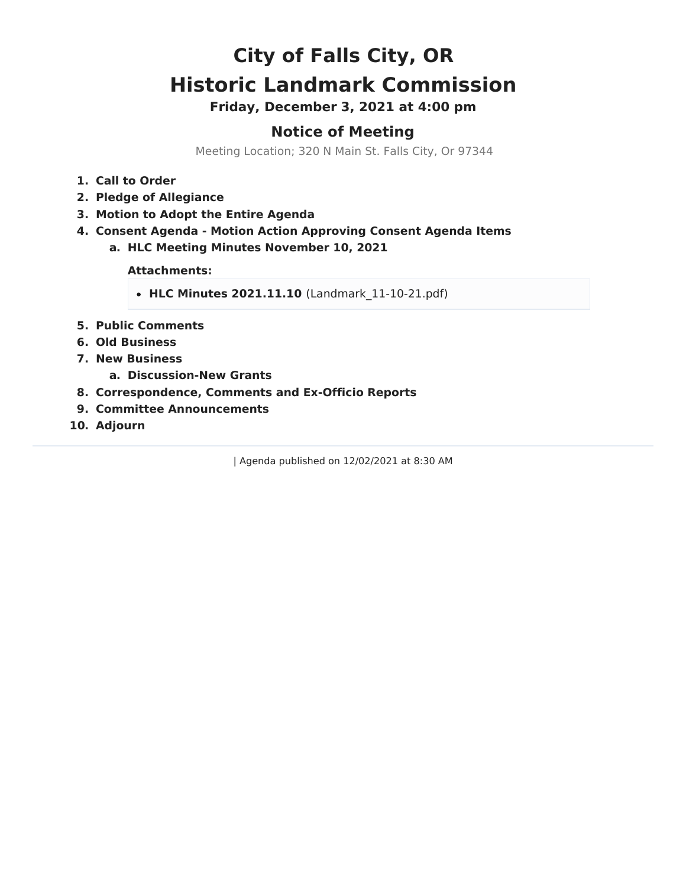# City of Falls City, OR
# Historic Landmark Commission

**Friday, December 3, 2021 at 4:00 pm**

## Notice of Meeting

Meeting Location; 320 N Main St. Falls City, Or 97344

1. **Call to Order**
2. **Pledge of Allegiance**
3. **Motion to Adopt the Entire Agenda**
4. **Consent Agenda - Motion Action Approving Consent Agenda Items**
   a. **HLC Meeting Minutes November 10, 2021**

      **Attachments:**

      - **HLC Minutes 2021.11.10** (Landmark_11-10-21.pdf)

5. **Public Comments**
6. **Old Business**
7. **New Business**
   a. **Discussion-New Grants**
8. **Correspondence, Comments and Ex-Officio Reports**
9. **Committee Announcements**
10. **Adjourn**

---

| Agenda published on 12/02/2021 at 8:30 AM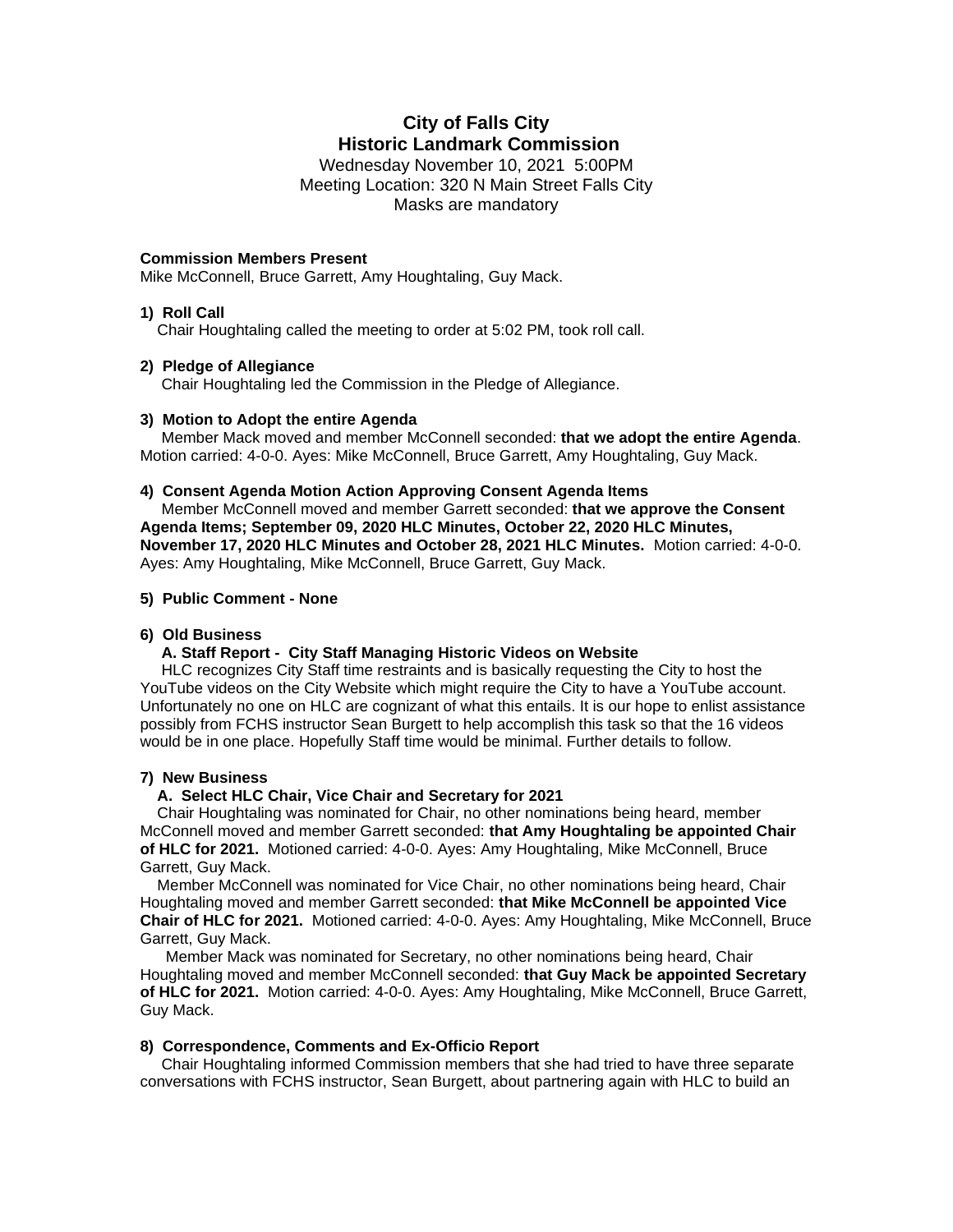# City of Falls City
# Historic Landmark Commission

Wednesday November 10, 2021 5:00PM
Meeting Location: 320 N Main Street Falls City
Masks are mandatory

**Commission Members Present**
Mike McConnell, Bruce Garrett, Amy Houghtaling, Guy Mack.

**1) Roll Call**
Chair Houghtaling called the meeting to order at 5:02 PM, took roll call.

**2) Pledge of Allegiance**
Chair Houghtaling led the Commission in the Pledge of Allegiance.

**3) Motion to Adopt the entire Agenda**
Member Mack moved and member McConnell seconded: **that we adopt the entire Agenda**. Motion carried: 4-0-0. Ayes: Mike McConnell, Bruce Garrett, Amy Houghtaling, Guy Mack.

**4) Consent Agenda Motion Action Approving Consent Agenda Items**
Member McConnell moved and member Garrett seconded: **that we approve the Consent Agenda Items; September 09, 2020 HLC Minutes, October 22, 2020 HLC Minutes, November 17, 2020 HLC Minutes and October 28, 2021 HLC Minutes.** Motion carried: 4-0-0. Ayes: Amy Houghtaling, Mike McConnell, Bruce Garrett, Guy Mack.

**5) Public Comment - None**

**6) Old Business**

**A. Staff Report - City Staff Managing Historic Videos on Website**
HLC recognizes City Staff time restraints and is basically requesting the City to host the YouTube videos on the City Website which might require the City to have a YouTube account. Unfortunately no one on HLC are cognizant of what this entails. It is our hope to enlist assistance possibly from FCHS instructor Sean Burgett to help accomplish this task so that the 16 videos would be in one place. Hopefully Staff time would be minimal. Further details to follow.

**7) New Business**

**A. Select HLC Chair, Vice Chair and Secretary for 2021**
Chair Houghtaling was nominated for Chair, no other nominations being heard, member McConnell moved and member Garrett seconded: **that Amy Houghtaling be appointed Chair of HLC for 2021.** Motioned carried: 4-0-0. Ayes: Amy Houghtaling, Mike McConnell, Bruce Garrett, Guy Mack.

Member McConnell was nominated for Vice Chair, no other nominations being heard, Chair Houghtaling moved and member Garrett seconded: **that Mike McConnell be appointed Vice Chair of HLC for 2021.** Motioned carried: 4-0-0. Ayes: Amy Houghtaling, Mike McConnell, Bruce Garrett, Guy Mack.

Member Mack was nominated for Secretary, no other nominations being heard, Chair Houghtaling moved and member McConnell seconded: **that Guy Mack be appointed Secretary of HLC for 2021.** Motion carried: 4-0-0. Ayes: Amy Houghtaling, Mike McConnell, Bruce Garrett, Guy Mack.

**8) Correspondence, Comments and Ex-Officio Report**
Chair Houghtaling informed Commission members that she had tried to have three separate conversations with FCHS instructor, Sean Burgett, about partnering again with HLC to build an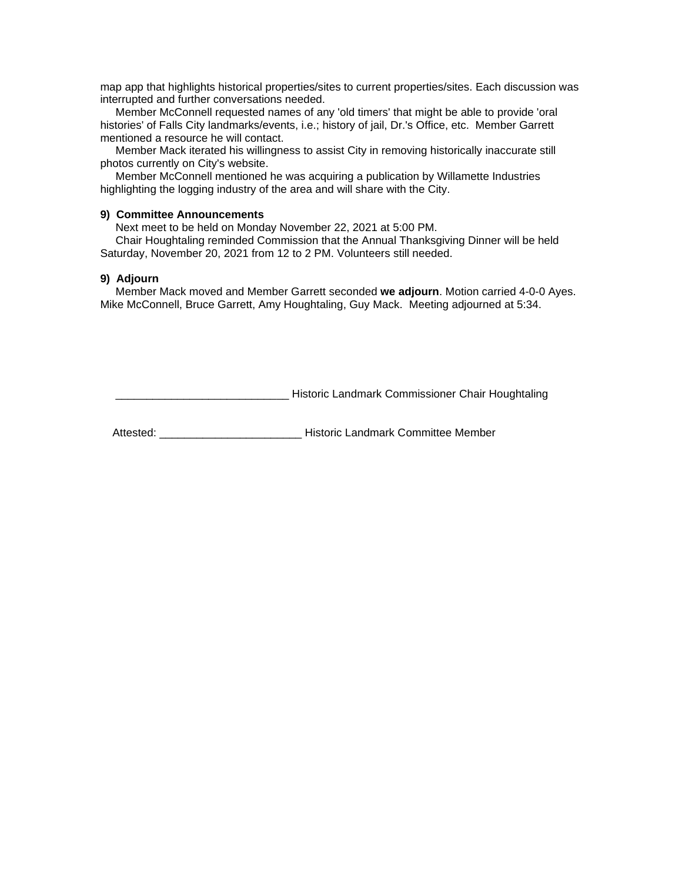map app that highlights historical properties/sites to current properties/sites. Each discussion was interrupted and further conversations needed.

Member McConnell requested names of any 'old timers' that might be able to provide 'oral histories' of Falls City landmarks/events, i.e.; history of jail, Dr.'s Office, etc. Member Garrett mentioned a resource he will contact.

Member Mack iterated his willingness to assist City in removing historically inaccurate still photos currently on City's website.

Member McConnell mentioned he was acquiring a publication by Willamette Industries highlighting the logging industry of the area and will share with the City.

**9) Committee Announcements**

Next meet to be held on Monday November 22, 2021 at 5:00 PM.

Chair Houghtaling reminded Commission that the Annual Thanksgiving Dinner will be held Saturday, November 20, 2021 from 12 to 2 PM. Volunteers still needed.

**9) Adjourn**

Member Mack moved and Member Garrett seconded **we adjourn**. Motion carried 4-0-0 Ayes. Mike McConnell, Bruce Garrett, Amy Houghtaling, Guy Mack. Meeting adjourned at 5:34.

____________________________ Historic Landmark Commissioner Chair Houghtaling

Attested: _______________________ Historic Landmark Committee Member